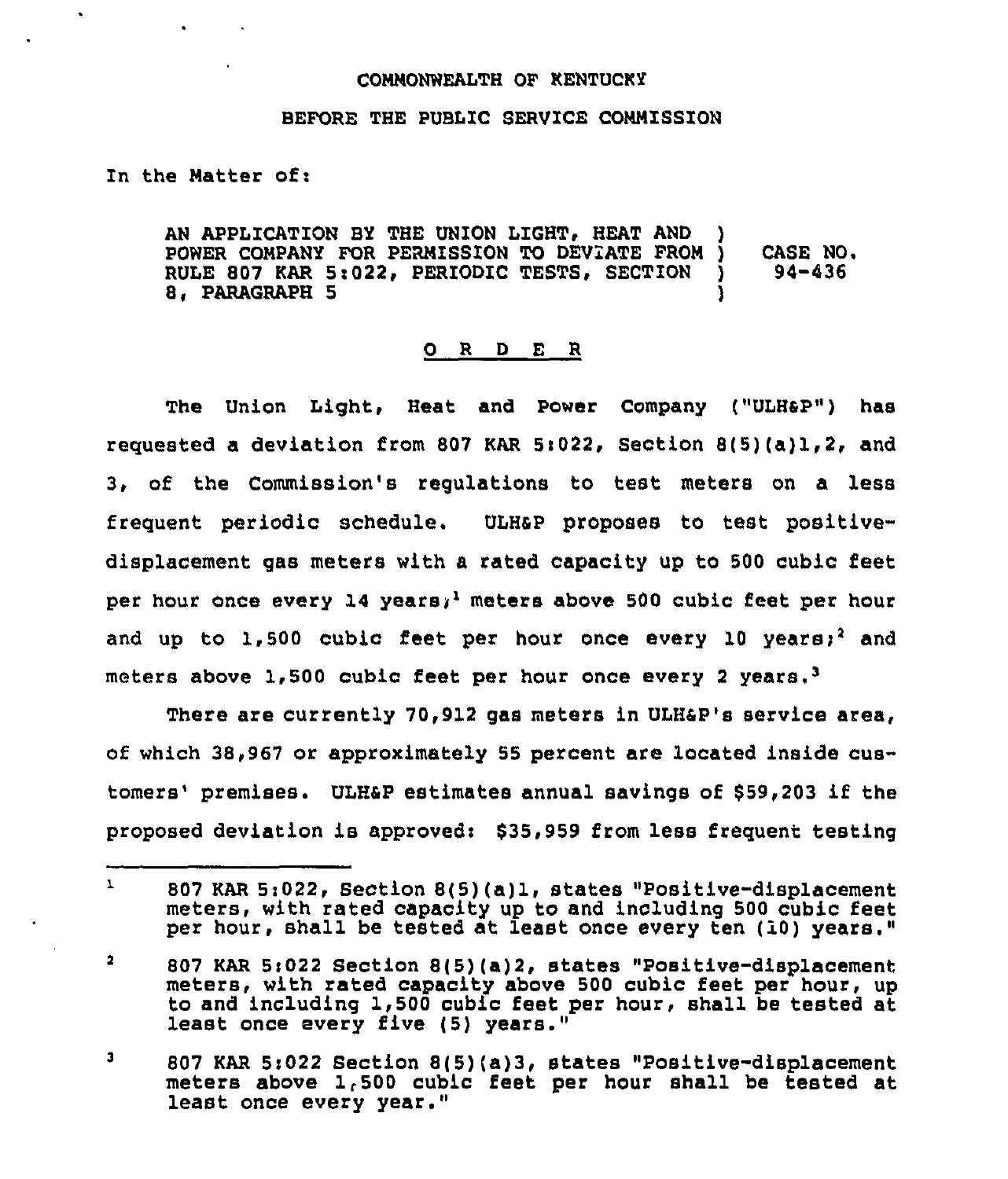COMMONWEALTH OF KENTUCKY

BEFORE THE PUBLIC SERVICE COMMISSION

In the Matter of:

AN APPLICATION BY THE UNION LIGHT, HEAT AND POWER COMPANY FOR PERMISSION TO DEVIATE FROM RULE 807 KAR 5:022, PERIODIC TESTS, SECTION 8, PARAGRAPH 5 ) CASE NO. 94-436

## O R D E R

The Union Light, Heat and Power Company ("ULH&P") has requested a deviation from 807 KAR 5:022, Section 8(5)(a)1,2, and 3, of the Commission's regulations to test meters on a less frequent periodic schedule. ULH&P proposes to test positive-displacement gas meters with a rated capacity up to 500 cubic feet per hour once every 14 years;[1] meters above 500 cubic feet per hour and up to 1,500 cubic feet per hour once every 10 years;[2] and meters above 1,500 cubic feet per hour once every 2 years.[3]

There are currently 70,912 gas meters in ULH&P's service area, of which 38,967 or approximately 55 percent are located inside customers' premises. ULH&P estimates annual savings of $59,203 if the proposed deviation is approved: $35,959 from less frequent testing

---

[1] 807 KAR 5:022, Section 8(5)(a)1, states "Positive-displacement meters, with rated capacity up to and including 500 cubic feet per hour, shall be tested at least once every ten (10) years."

[2] 807 KAR 5:022 Section 8(5)(a)2, states "Positive-displacement meters, with rated capacity above 500 cubic feet per hour, up to and including 1,500 cubic feet per hour, shall be tested at least once every five (5) years."

[3] 807 KAR 5:022 Section 8(5)(a)3, states "Positive-displacement meters above 1,500 cubic feet per hour shall be tested at least once every year."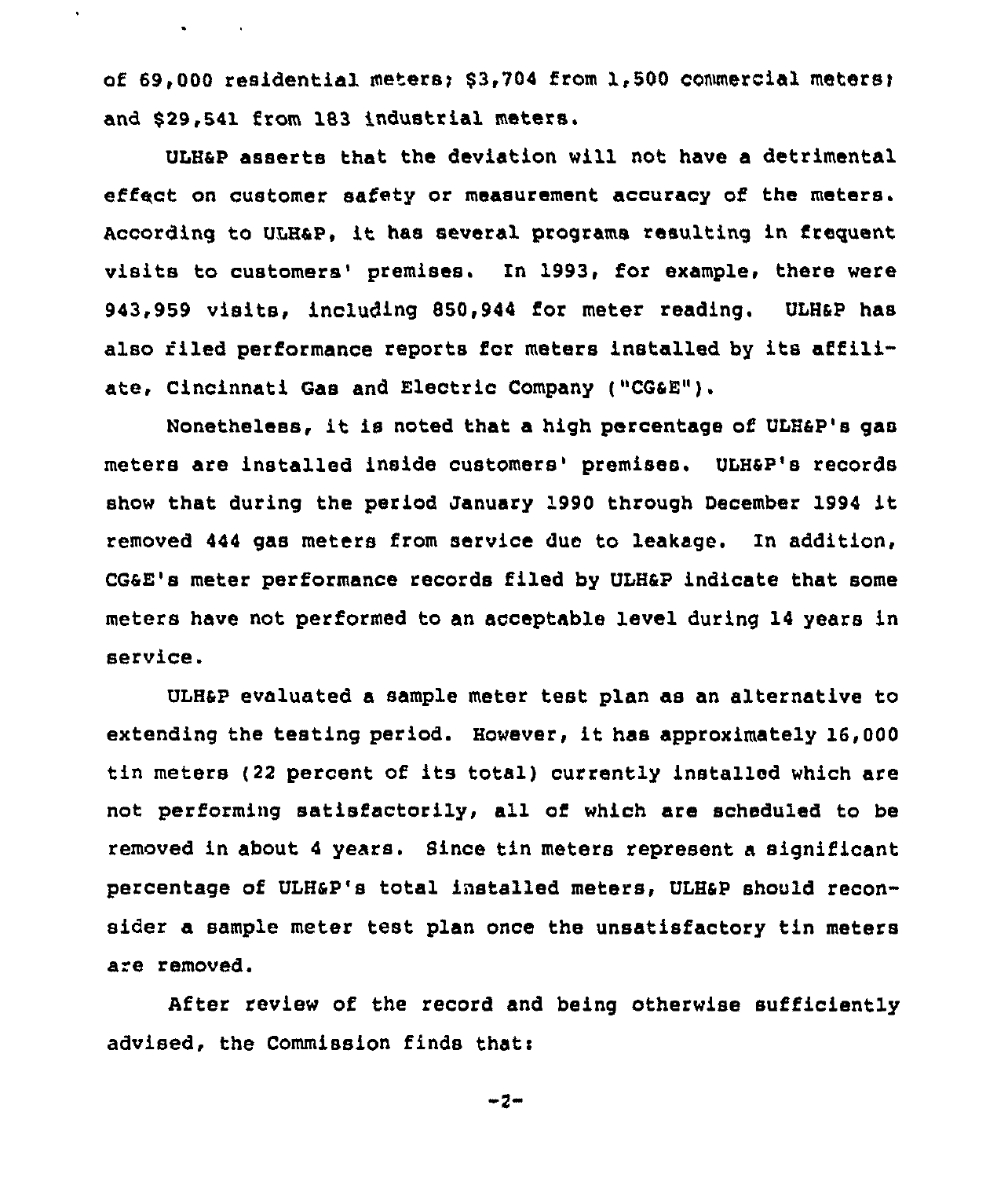of 69,000 residential meters; $3,704 from 1,500 commercial meters; and $29,541 from 183 industrial meters.

ULH&P asserts that the deviation will not have a detrimental effect on customer safety or measurement accuracy of the meters. According to ULH&P, it has several programs resulting in frequent visits to customers' premises. In 1993, for example, there were 943,959 visits, including 850,944 for meter reading. ULH&P has also filed performance reports for meters installed by its affiliate, Cincinnati Gas and Electric Company ("CG&E").

Nonetheless, it is noted that a high percentage of ULH&P's gas meters are installed inside customers' premises. ULH&P's records show that during the period January 1990 through December 1994 it removed 444 gas meters from service due to leakage. In addition, CG&E's meter performance records filed by ULH&P indicate that some meters have not performed to an acceptable level during 14 years in service.

ULH&P evaluated a sample meter test plan as an alternative to extending the testing period. However, it has approximately 16,000 tin meters (22 percent of its total) currently installed which are not performing satisfactorily, all of which are scheduled to be removed in about 4 years. Since tin meters represent a significant percentage of ULH&P's total installed meters, ULH&P should reconsider a sample meter test plan once the unsatisfactory tin meters are removed.

After review of the record and being otherwise sufficiently advised, the Commission finds that: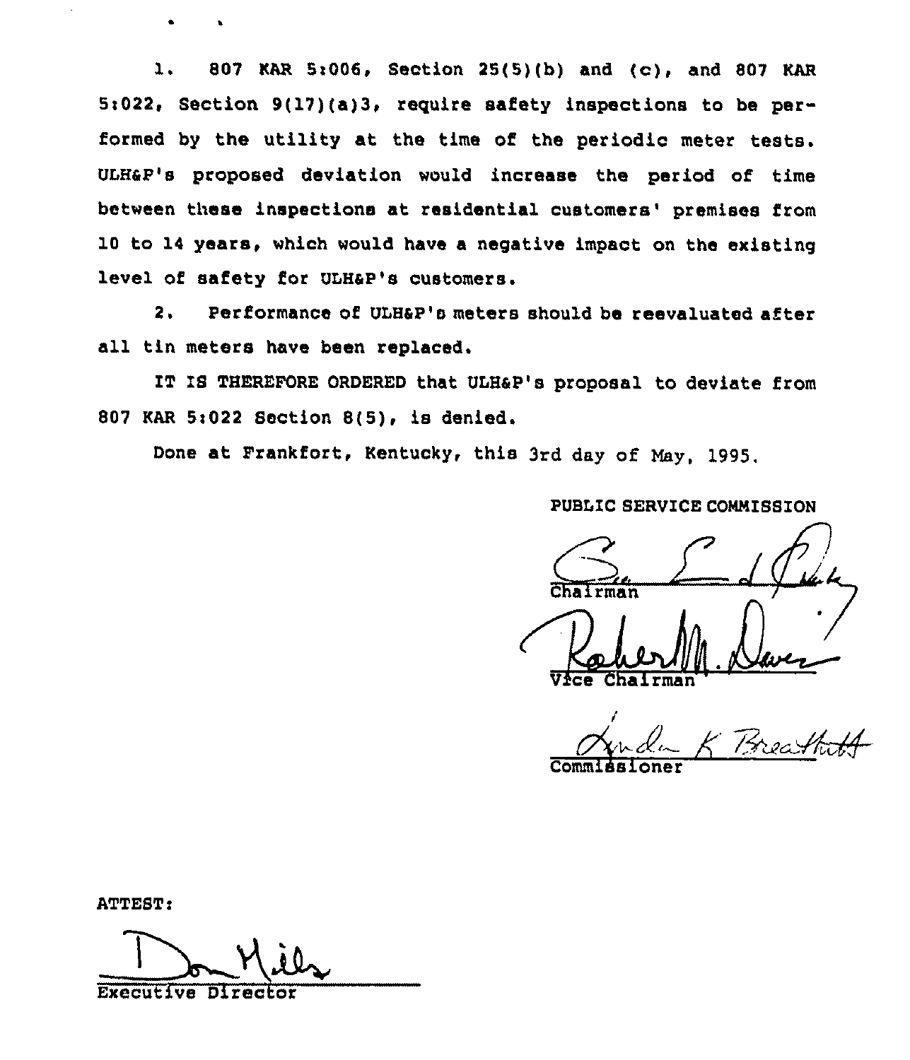1. 807 KAR 5:006, Section 25(5)(b) and (c), and 807 KAR 5:022, Section 9(17)(a)3, require safety inspections to be performed by the utility at the time of the periodic meter tests. ULH&P's proposed deviation would increase the period of time between these inspections at residential customers' premises from 10 to 14 years, which would have a negative impact on the existing level of safety for ULH&P's customers.

2. Performance of ULH&P's meters should be reevaluated after all tin meters have been replaced.

IT IS THEREFORE ORDERED that ULH&P's proposal to deviate from 807 KAR 5:022 Section 8(5), is denied.

Done at Frankfort, Kentucky, this 3rd day of May, 1995.

PUBLIC SERVICE COMMISSION

Chairman

Vice Chairman

Commissioner

ATTEST:

Executive Director